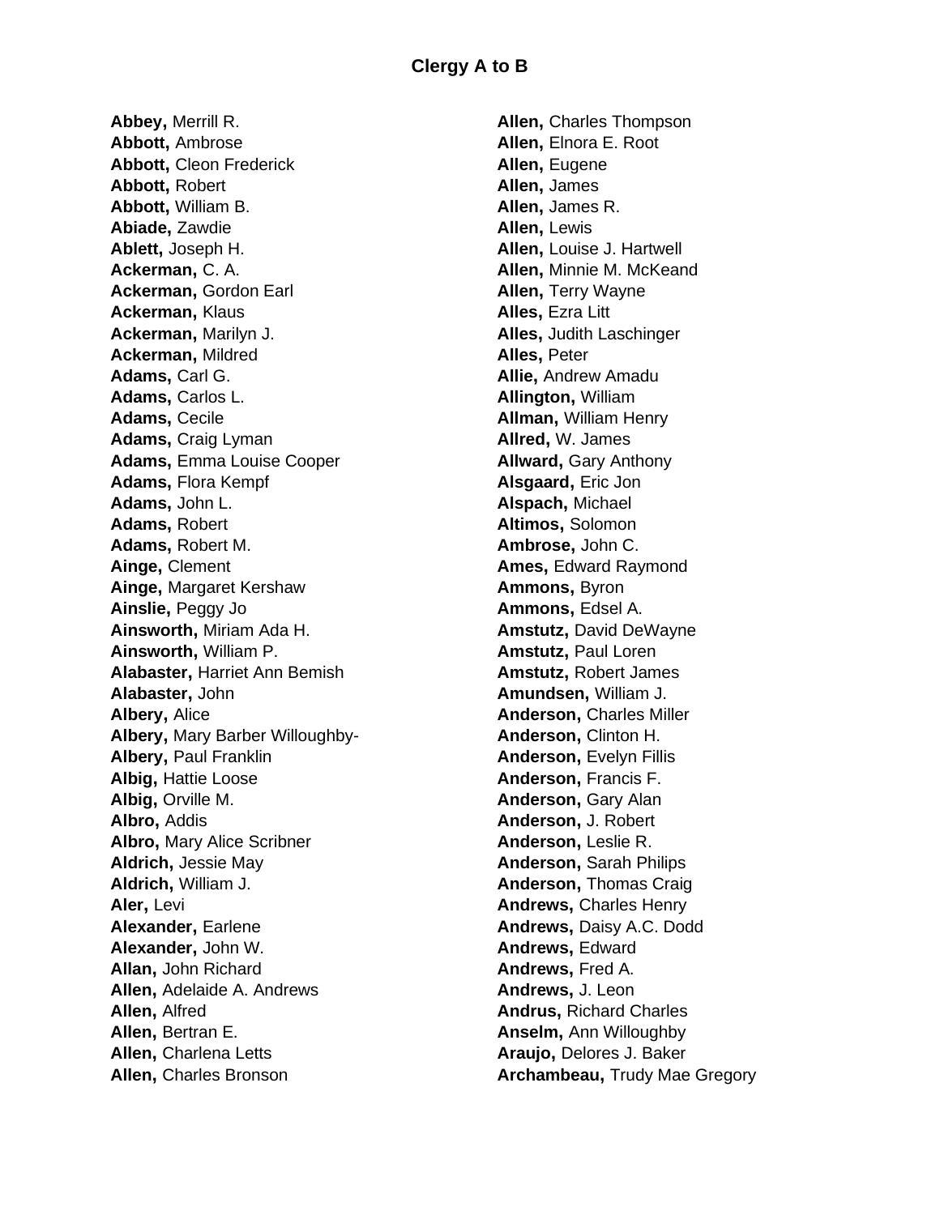# Clergy A to B

**Abbey,** Merrill R.
**Abbott,** Ambrose
**Abbott,** Cleon Frederick
**Abbott,** Robert
**Abbott,** William B.
**Abiade,** Zawdie
**Ablett,** Joseph H.
**Ackerman,** C. A.
**Ackerman,** Gordon Earl
**Ackerman,** Klaus
**Ackerman,** Marilyn J.
**Ackerman,** Mildred
**Adams,** Carl G.
**Adams,** Carlos L.
**Adams,** Cecile
**Adams,** Craig Lyman
**Adams,** Emma Louise Cooper
**Adams,** Flora Kempf
**Adams,** John L.
**Adams,** Robert
**Adams,** Robert M.
**Ainge,** Clement
**Ainge,** Margaret Kershaw
**Ainslie,** Peggy Jo
**Ainsworth,** Miriam Ada H.
**Ainsworth,** William P.
**Alabaster,** Harriet Ann Bemish
**Alabaster,** John
**Albery,** Alice
**Albery,** Mary Barber Willoughby-
**Albery,** Paul Franklin
**Albig,** Hattie Loose
**Albig,** Orville M.
**Albro,** Addis
**Albro,** Mary Alice Scribner
**Aldrich,** Jessie May
**Aldrich,** William J.
**Aler,** Levi
**Alexander,** Earlene
**Alexander,** John W.
**Allan,** John Richard
**Allen,** Adelaide A. Andrews
**Allen,** Alfred
**Allen,** Bertran E.
**Allen,** Charlena Letts
**Allen,** Charles Bronson
**Allen,** Charles Thompson
**Allen,** Elnora E. Root
**Allen,** Eugene
**Allen,** James
**Allen,** James R.
**Allen,** Lewis
**Allen,** Louise J. Hartwell
**Allen,** Minnie M. McKeand
**Allen,** Terry Wayne
**Alles,** Ezra Litt
**Alles,** Judith Laschinger
**Alles,** Peter
**Allie,** Andrew Amadu
**Allington,** William
**Allman,** William Henry
**Allred,** W. James
**Allward,** Gary Anthony
**Alsgaard,** Eric Jon
**Alspach,** Michael
**Altimos,** Solomon
**Ambrose,** John C.
**Ames,** Edward Raymond
**Ammons,** Byron
**Ammons,** Edsel A.
**Amstutz,** David DeWayne
**Amstutz,** Paul Loren
**Amstutz,** Robert James
**Amundsen,** William J.
**Anderson,** Charles Miller
**Anderson,** Clinton H.
**Anderson,** Evelyn Fillis
**Anderson,** Francis F.
**Anderson,** Gary Alan
**Anderson,** J. Robert
**Anderson,** Leslie R.
**Anderson,** Sarah Philips
**Anderson,** Thomas Craig
**Andrews,** Charles Henry
**Andrews,** Daisy A.C. Dodd
**Andrews,** Edward
**Andrews,** Fred A.
**Andrews,** J. Leon
**Andrus,** Richard Charles
**Anselm,** Ann Willoughby
**Araujo,** Delores J. Baker
**Archambeau,** Trudy Mae Gregory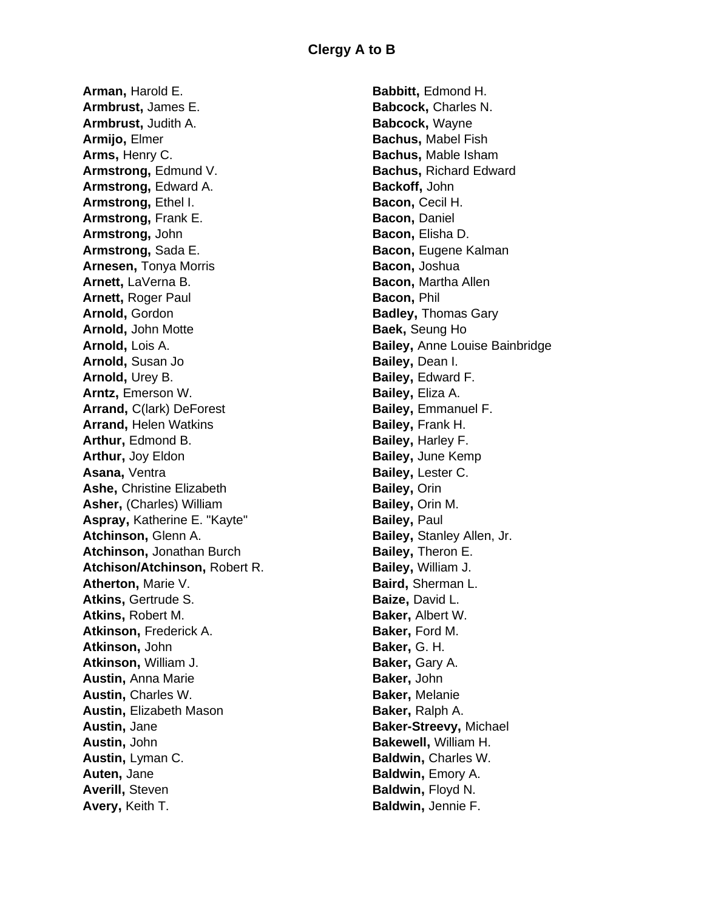## Clergy A to B

**Arman,** Harold E.
**Armbrust,** James E.
**Armbrust,** Judith A.
**Armijo,** Elmer
**Arms,** Henry C.
**Armstrong,** Edmund V.
**Armstrong,** Edward A.
**Armstrong,** Ethel I.
**Armstrong,** Frank E.
**Armstrong,** John
**Armstrong,** Sada E.
**Arnesen,** Tonya Morris
**Arnett,** LaVerna B.
**Arnett,** Roger Paul
**Arnold,** Gordon
**Arnold,** John Motte
**Arnold,** Lois A.
**Arnold,** Susan Jo
**Arnold,** Urey B.
**Arntz,** Emerson W.
**Arrand,** C(lark) DeForest
**Arrand,** Helen Watkins
**Arthur,** Edmond B.
**Arthur,** Joy Eldon
**Asana,** Ventra
**Ashe,** Christine Elizabeth
**Asher,** (Charles) William
**Aspray,** Katherine E. "Kayte"
**Atchinson,** Glenn A.
**Atchinson,** Jonathan Burch
**Atchison/Atchinson,** Robert R.
**Atherton,** Marie V.
**Atkins,** Gertrude S.
**Atkins,** Robert M.
**Atkinson,** Frederick A.
**Atkinson,** John
**Atkinson,** William J.
**Austin,** Anna Marie
**Austin,** Charles W.
**Austin,** Elizabeth Mason
**Austin,** Jane
**Austin,** John
**Austin,** Lyman C.
**Auten,** Jane
**Averill,** Steven
**Avery,** Keith T.
**Babbitt,** Edmond H.
**Babcock,** Charles N.
**Babcock,** Wayne
**Bachus,** Mabel Fish
**Bachus,** Mable Isham
**Bachus,** Richard Edward
**Backoff,** John
**Bacon,** Cecil H.
**Bacon,** Daniel
**Bacon,** Elisha D.
**Bacon,** Eugene Kalman
**Bacon,** Joshua
**Bacon,** Martha Allen
**Bacon,** Phil
**Badley,** Thomas Gary
**Baek,** Seung Ho
**Bailey,** Anne Louise Bainbridge
**Bailey,** Dean I.
**Bailey,** Edward F.
**Bailey,** Eliza A.
**Bailey,** Emmanuel F.
**Bailey,** Frank H.
**Bailey,** Harley F.
**Bailey,** June Kemp
**Bailey,** Lester C.
**Bailey,** Orin
**Bailey,** Orin M.
**Bailey,** Paul
**Bailey,** Stanley Allen, Jr.
**Bailey,** Theron E.
**Bailey,** William J.
**Baird,** Sherman L.
**Baize,** David L.
**Baker,** Albert W.
**Baker,** Ford M.
**Baker,** G. H.
**Baker,** Gary A.
**Baker,** John
**Baker,** Melanie
**Baker,** Ralph A.
**Baker-Streevy,** Michael
**Bakewell,** William H.
**Baldwin,** Charles W.
**Baldwin,** Emory A.
**Baldwin,** Floyd N.
**Baldwin,** Jennie F.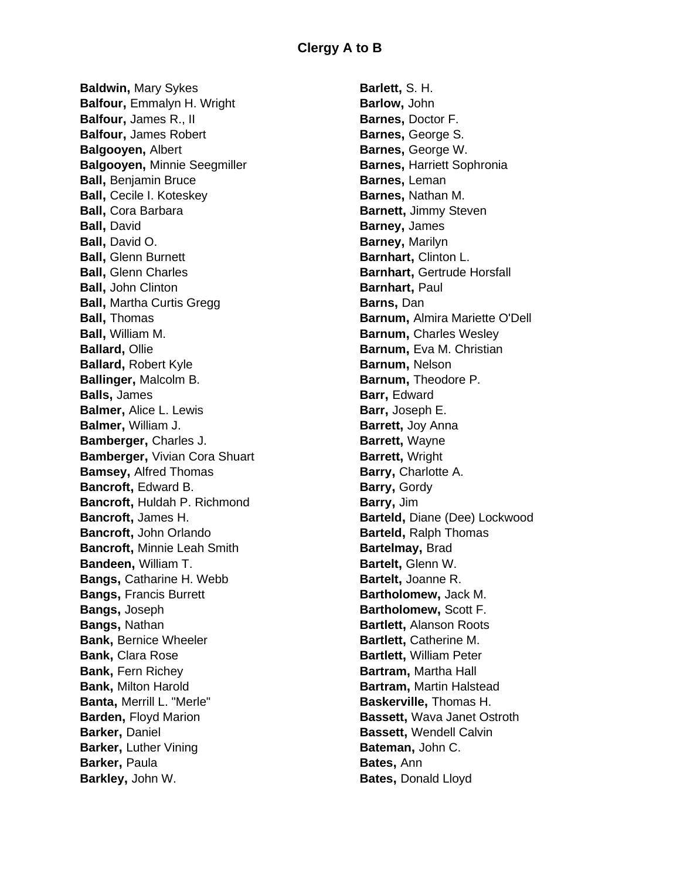# Clergy A to B

**Baldwin,** Mary Sykes
**Balfour,** Emmalyn H. Wright
**Balfour,** James R., II
**Balfour,** James Robert
**Balgooyen,** Albert
**Balgooyen,** Minnie Seegmiller
**Ball,** Benjamin Bruce
**Ball,** Cecile I. Koteskey
**Ball,** Cora Barbara
**Ball,** David
**Ball,** David O.
**Ball,** Glenn Burnett
**Ball,** Glenn Charles
**Ball,** John Clinton
**Ball,** Martha Curtis Gregg
**Ball,** Thomas
**Ball,** William M.
**Ballard,** Ollie
**Ballard,** Robert Kyle
**Ballinger,** Malcolm B.
**Balls,** James
**Balmer,** Alice L. Lewis
**Balmer,** William J.
**Bamberger,** Charles J.
**Bamberger,** Vivian Cora Shuart
**Bamsey,** Alfred Thomas
**Bancroft,** Edward B.
**Bancroft,** Huldah P. Richmond
**Bancroft,** James H.
**Bancroft,** John Orlando
**Bancroft,** Minnie Leah Smith
**Bandeen,** William T.
**Bangs,** Catharine H. Webb
**Bangs,** Francis Burrett
**Bangs,** Joseph
**Bangs,** Nathan
**Bank,** Bernice Wheeler
**Bank,** Clara Rose
**Bank,** Fern Richey
**Bank,** Milton Harold
**Banta,** Merrill L. "Merle"
**Barden,** Floyd Marion
**Barker,** Daniel
**Barker,** Luther Vining
**Barker,** Paula
**Barkley,** John W.
**Barlett,** S. H.
**Barlow,** John
**Barnes,** Doctor F.
**Barnes,** George S.
**Barnes,** George W.
**Barnes,** Harriett Sophronia
**Barnes,** Leman
**Barnes,** Nathan M.
**Barnett,** Jimmy Steven
**Barney,** James
**Barney,** Marilyn
**Barnhart,** Clinton L.
**Barnhart,** Gertrude Horsfall
**Barnhart,** Paul
**Barns,** Dan
**Barnum,** Almira Mariette O'Dell
**Barnum,** Charles Wesley
**Barnum,** Eva M. Christian
**Barnum,** Nelson
**Barnum,** Theodore P.
**Barr,** Edward
**Barr,** Joseph E.
**Barrett,** Joy Anna
**Barrett,** Wayne
**Barrett,** Wright
**Barry,** Charlotte A.
**Barry,** Gordy
**Barry,** Jim
**Barteld,** Diane (Dee) Lockwood
**Barteld,** Ralph Thomas
**Bartelmay,** Brad
**Bartelt,** Glenn W.
**Bartelt,** Joanne R.
**Bartholomew,** Jack M.
**Bartholomew,** Scott F.
**Bartlett,** Alanson Roots
**Bartlett,** Catherine M.
**Bartlett,** William Peter
**Bartram,** Martha Hall
**Bartram,** Martin Halstead
**Baskerville,** Thomas H.
**Bassett,** Wava Janet Ostroth
**Bassett,** Wendell Calvin
**Bateman,** John C.
**Bates,** Ann
**Bates,** Donald Lloyd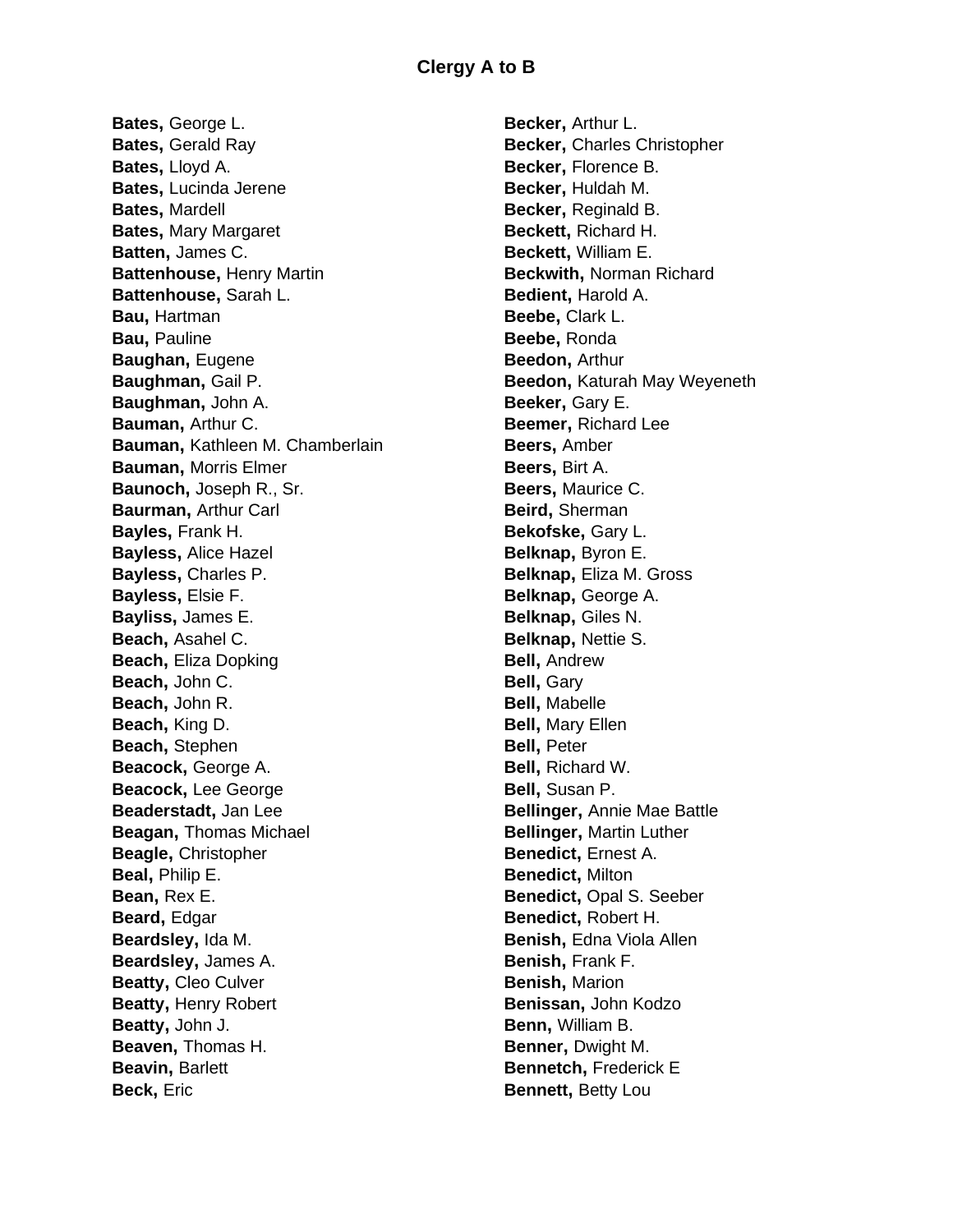## Clergy A to B

**Bates,** George L.
**Bates,** Gerald Ray
**Bates,** Lloyd A.
**Bates,** Lucinda Jerene
**Bates,** Mardell
**Bates,** Mary Margaret
**Batten,** James C.
**Battenhouse,** Henry Martin
**Battenhouse,** Sarah L.
**Bau,** Hartman
**Bau,** Pauline
**Baughan,** Eugene
**Baughman,** Gail P.
**Baughman,** John A.
**Bauman,** Arthur C.
**Bauman,** Kathleen M. Chamberlain
**Bauman,** Morris Elmer
**Baunoch,** Joseph R., Sr.
**Baurman,** Arthur Carl
**Bayles,** Frank H.
**Bayless,** Alice Hazel
**Bayless,** Charles P.
**Bayless,** Elsie F.
**Bayliss,** James E.
**Beach,** Asahel C.
**Beach,** Eliza Dopking
**Beach,** John C.
**Beach,** John R.
**Beach,** King D.
**Beach,** Stephen
**Beacock,** George A.
**Beacock,** Lee George
**Beaderstadt,** Jan Lee
**Beagan,** Thomas Michael
**Beagle,** Christopher
**Beal,** Philip E.
**Bean,** Rex E.
**Beard,** Edgar
**Beardsley,** Ida M.
**Beardsley,** James A.
**Beatty,** Cleo Culver
**Beatty,** Henry Robert
**Beatty,** John J.
**Beaven,** Thomas H.
**Beavin,** Barlett
**Beck,** Eric
**Becker,** Arthur L.
**Becker,** Charles Christopher
**Becker,** Florence B.
**Becker,** Huldah M.
**Becker,** Reginald B.
**Beckett,** Richard H.
**Beckett,** William E.
**Beckwith,** Norman Richard
**Bedient,** Harold A.
**Beebe,** Clark L.
**Beebe,** Ronda
**Beedon,** Arthur
**Beedon,** Katurah May Weyeneth
**Beeker,** Gary E.
**Beemer,** Richard Lee
**Beers,** Amber
**Beers,** Birt A.
**Beers,** Maurice C.
**Beird,** Sherman
**Bekofske,** Gary L.
**Belknap,** Byron E.
**Belknap,** Eliza M. Gross
**Belknap,** George A.
**Belknap,** Giles N.
**Belknap,** Nettie S.
**Bell,** Andrew
**Bell,** Gary
**Bell,** Mabelle
**Bell,** Mary Ellen
**Bell,** Peter
**Bell,** Richard W.
**Bell,** Susan P.
**Bellinger,** Annie Mae Battle
**Bellinger,** Martin Luther
**Benedict,** Ernest A.
**Benedict,** Milton
**Benedict,** Opal S. Seeber
**Benedict,** Robert H.
**Benish,** Edna Viola Allen
**Benish,** Frank F.
**Benish,** Marion
**Benissan,** John Kodzo
**Benn,** William B.
**Benner,** Dwight M.
**Bennetch,** Frederick E
**Bennett,** Betty Lou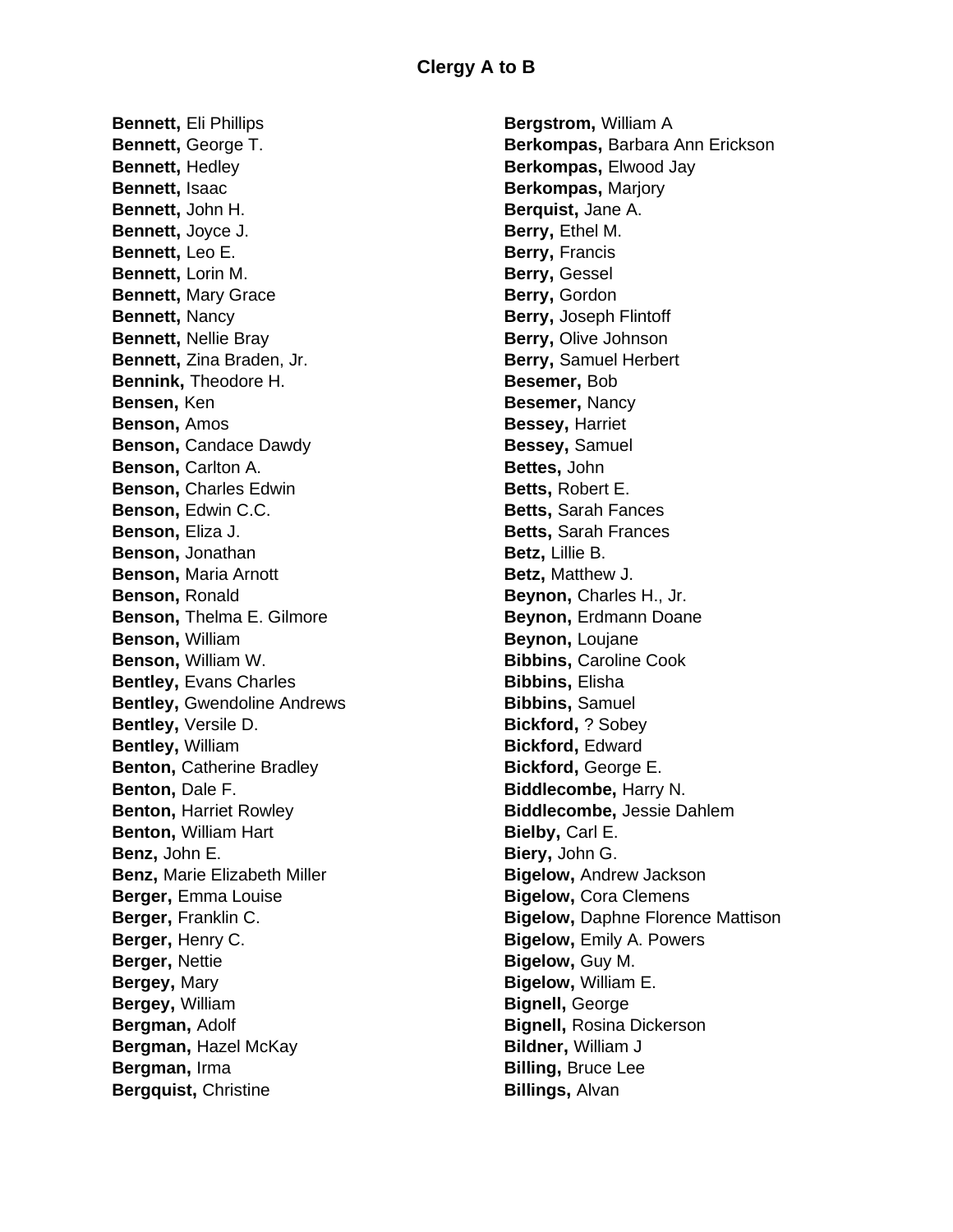## Clergy A to B

**Bennett,** Eli Phillips
**Bennett,** George T.
**Bennett,** Hedley
**Bennett,** Isaac
**Bennett,** John H.
**Bennett,** Joyce J.
**Bennett,** Leo E.
**Bennett,** Lorin M.
**Bennett,** Mary Grace
**Bennett,** Nancy
**Bennett,** Nellie Bray
**Bennett,** Zina Braden, Jr.
**Bennink,** Theodore H.
**Bensen,** Ken
**Benson,** Amos
**Benson,** Candace Dawdy
**Benson,** Carlton A.
**Benson,** Charles Edwin
**Benson,** Edwin C.C.
**Benson,** Eliza J.
**Benson,** Jonathan
**Benson,** Maria Arnott
**Benson,** Ronald
**Benson,** Thelma E. Gilmore
**Benson,** William
**Benson,** William W.
**Bentley,** Evans Charles
**Bentley,** Gwendoline Andrews
**Bentley,** Versile D.
**Bentley,** William
**Benton,** Catherine Bradley
**Benton,** Dale F.
**Benton,** Harriet Rowley
**Benton,** William Hart
**Benz,** John E.
**Benz,** Marie Elizabeth Miller
**Berger,** Emma Louise
**Berger,** Franklin C.
**Berger,** Henry C.
**Berger,** Nettie
**Bergey,** Mary
**Bergey,** William
**Bergman,** Adolf
**Bergman,** Hazel McKay
**Bergman,** Irma
**Bergquist,** Christine
**Bergstrom,** William A
**Berkompas,** Barbara Ann Erickson
**Berkompas,** Elwood Jay
**Berkompas,** Marjory
**Berquist,** Jane A.
**Berry,** Ethel M.
**Berry,** Francis
**Berry,** Gessel
**Berry,** Gordon
**Berry,** Joseph Flintoff
**Berry,** Olive Johnson
**Berry,** Samuel Herbert
**Besemer,** Bob
**Besemer,** Nancy
**Bessey,** Harriet
**Bessey,** Samuel
**Bettes,** John
**Betts,** Robert E.
**Betts,** Sarah Fances
**Betts,** Sarah Frances
**Betz,** Lillie B.
**Betz,** Matthew J.
**Beynon,** Charles H., Jr.
**Beynon,** Erdmann Doane
**Beynon,** Loujane
**Bibbins,** Caroline Cook
**Bibbins,** Elisha
**Bibbins,** Samuel
**Bickford,** ? Sobey
**Bickford,** Edward
**Bickford,** George E.
**Biddlecombe,** Harry N.
**Biddlecombe,** Jessie Dahlem
**Bielby,** Carl E.
**Biery,** John G.
**Bigelow,** Andrew Jackson
**Bigelow,** Cora Clemens
**Bigelow,** Daphne Florence Mattison
**Bigelow,** Emily A. Powers
**Bigelow,** Guy M.
**Bigelow,** William E.
**Bignell,** George
**Bignell,** Rosina Dickerson
**Bildner,** William J
**Billing,** Bruce Lee
**Billings,** Alvan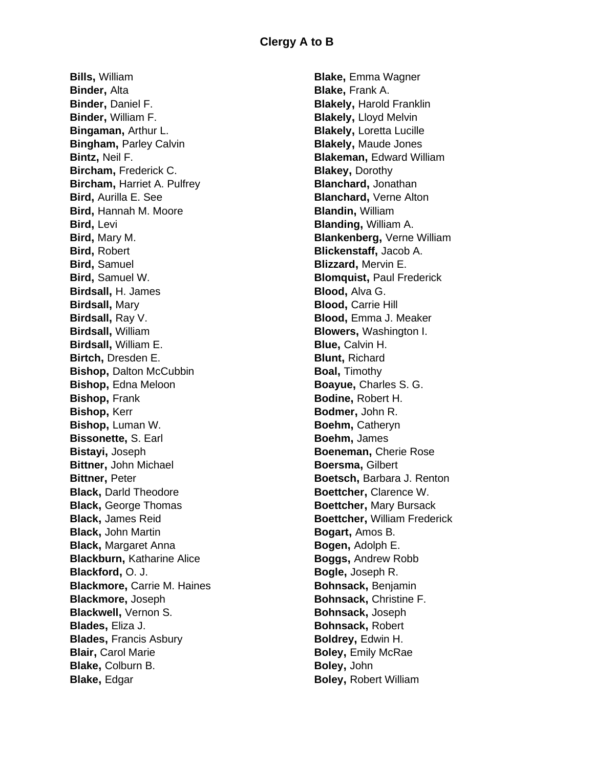## Clergy A to B

**Bills,** William
**Binder,** Alta
**Binder,** Daniel F.
**Binder,** William F.
**Bingaman,** Arthur L.
**Bingham,** Parley Calvin
**Bintz,** Neil F.
**Bircham,** Frederick C.
**Bircham,** Harriet A. Pulfrey
**Bird,** Aurilla E. See
**Bird,** Hannah M. Moore
**Bird,** Levi
**Bird,** Mary M.
**Bird,** Robert
**Bird,** Samuel
**Bird,** Samuel W.
**Birdsall,** H. James
**Birdsall,** Mary
**Birdsall,** Ray V.
**Birdsall,** William
**Birdsall,** William E.
**Birtch,** Dresden E.
**Bishop,** Dalton McCubbin
**Bishop,** Edna Meloon
**Bishop,** Frank
**Bishop,** Kerr
**Bishop,** Luman W.
**Bissonette,** S. Earl
**Bistayi,** Joseph
**Bittner,** John Michael
**Bittner,** Peter
**Black,** Darld Theodore
**Black,** George Thomas
**Black,** James Reid
**Black,** John Martin
**Black,** Margaret Anna
**Blackburn,** Katharine Alice
**Blackford,** O. J.
**Blackmore,** Carrie M. Haines
**Blackmore,** Joseph
**Blackwell,** Vernon S.
**Blades,** Eliza J.
**Blades,** Francis Asbury
**Blair,** Carol Marie
**Blake,** Colburn B.
**Blake,** Edgar
**Blake,** Emma Wagner
**Blake,** Frank A.
**Blakely,** Harold Franklin
**Blakely,** Lloyd Melvin
**Blakely,** Loretta Lucille
**Blakely,** Maude Jones
**Blakeman,** Edward William
**Blakey,** Dorothy
**Blanchard,** Jonathan
**Blanchard,** Verne Alton
**Blandin,** William
**Blanding,** William A.
**Blankenberg,** Verne William
**Blickenstaff,** Jacob A.
**Blizzard,** Mervin E.
**Blomquist,** Paul Frederick
**Blood,** Alva G.
**Blood,** Carrie Hill
**Blood,** Emma J. Meaker
**Blowers,** Washington I.
**Blue,** Calvin H.
**Blunt,** Richard
**Boal,** Timothy
**Boayue,** Charles S. G.
**Bodine,** Robert H.
**Bodmer,** John R.
**Boehm,** Catheryn
**Boehm,** James
**Boeneman,** Cherie Rose
**Boersma,** Gilbert
**Boetsch,** Barbara J. Renton
**Boettcher,** Clarence W.
**Boettcher,** Mary Bursack
**Boettcher,** William Frederick
**Bogart,** Amos B.
**Bogen,** Adolph E.
**Boggs,** Andrew Robb
**Bogle,** Joseph R.
**Bohnsack,** Benjamin
**Bohnsack,** Christine F.
**Bohnsack,** Joseph
**Bohnsack,** Robert
**Boldrey,** Edwin H.
**Boley,** Emily McRae
**Boley,** John
**Boley,** Robert William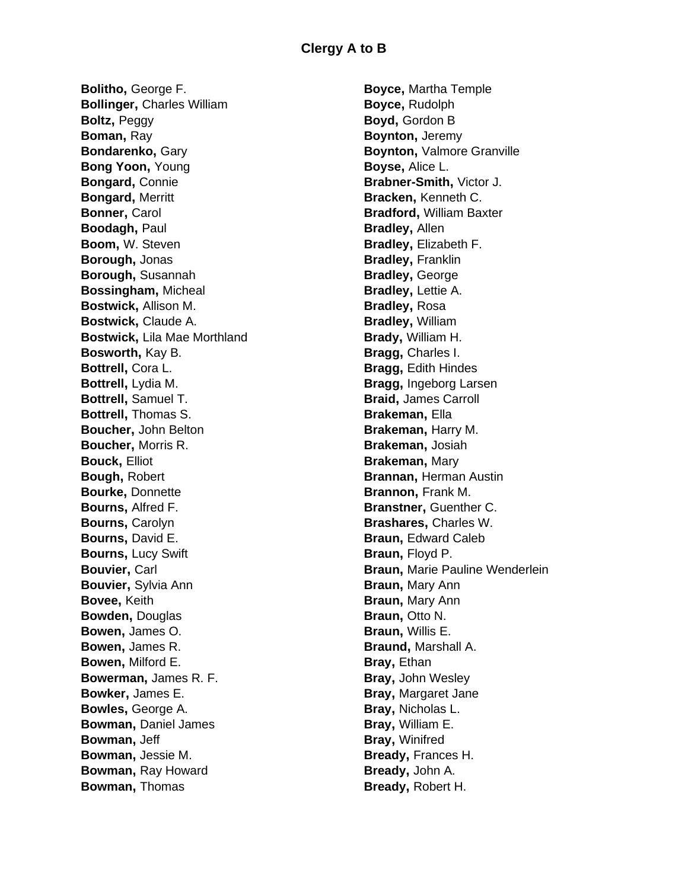## Clergy A to B

**Bolitho,** George F.
**Bollinger,** Charles William
**Boltz,** Peggy
**Boman,** Ray
**Bondarenko,** Gary
**Bong Yoon,** Young
**Bongard,** Connie
**Bongard,** Merritt
**Bonner,** Carol
**Boodagh,** Paul
**Boom,** W. Steven
**Borough,** Jonas
**Borough,** Susannah
**Bossingham,** Micheal
**Bostwick,** Allison M.
**Bostwick,** Claude A.
**Bostwick,** Lila Mae Morthland
**Bosworth,** Kay B.
**Bottrell,** Cora L.
**Bottrell,** Lydia M.
**Bottrell,** Samuel T.
**Bottrell,** Thomas S.
**Boucher,** John Belton
**Boucher,** Morris R.
**Bouck,** Elliot
**Bough,** Robert
**Bourke,** Donnette
**Bourns,** Alfred F.
**Bourns,** Carolyn
**Bourns,** David E.
**Bourns,** Lucy Swift
**Bouvier,** Carl
**Bouvier,** Sylvia Ann
**Bovee,** Keith
**Bowden,** Douglas
**Bowen,** James O.
**Bowen,** James R.
**Bowen,** Milford E.
**Bowerman,** James R. F.
**Bowker,** James E.
**Bowles,** George A.
**Bowman,** Daniel James
**Bowman,** Jeff
**Bowman,** Jessie M.
**Bowman,** Ray Howard
**Bowman,** Thomas
**Boyce,** Martha Temple
**Boyce,** Rudolph
**Boyd,** Gordon B
**Boynton,** Jeremy
**Boynton,** Valmore Granville
**Boyse,** Alice L.
**Brabner-Smith,** Victor J.
**Bracken,** Kenneth C.
**Bradford,** William Baxter
**Bradley,** Allen
**Bradley,** Elizabeth F.
**Bradley,** Franklin
**Bradley,** George
**Bradley,** Lettie A.
**Bradley,** Rosa
**Bradley,** William
**Brady,** William H.
**Bragg,** Charles I.
**Bragg,** Edith Hindes
**Bragg,** Ingeborg Larsen
**Braid,** James Carroll
**Brakeman,** Ella
**Brakeman,** Harry M.
**Brakeman,** Josiah
**Brakeman,** Mary
**Brannan,** Herman Austin
**Brannon,** Frank M.
**Branstner,** Guenther C.
**Brashares,** Charles W.
**Braun,** Edward Caleb
**Braun,** Floyd P.
**Braun,** Marie Pauline Wenderlein
**Braun,** Mary Ann
**Braun,** Mary Ann
**Braun,** Otto N.
**Braun,** Willis E.
**Braund,** Marshall A.
**Bray,** Ethan
**Bray,** John Wesley
**Bray,** Margaret Jane
**Bray,** Nicholas L.
**Bray,** William E.
**Bray,** Winifred
**Bready,** Frances H.
**Bready,** John A.
**Bready,** Robert H.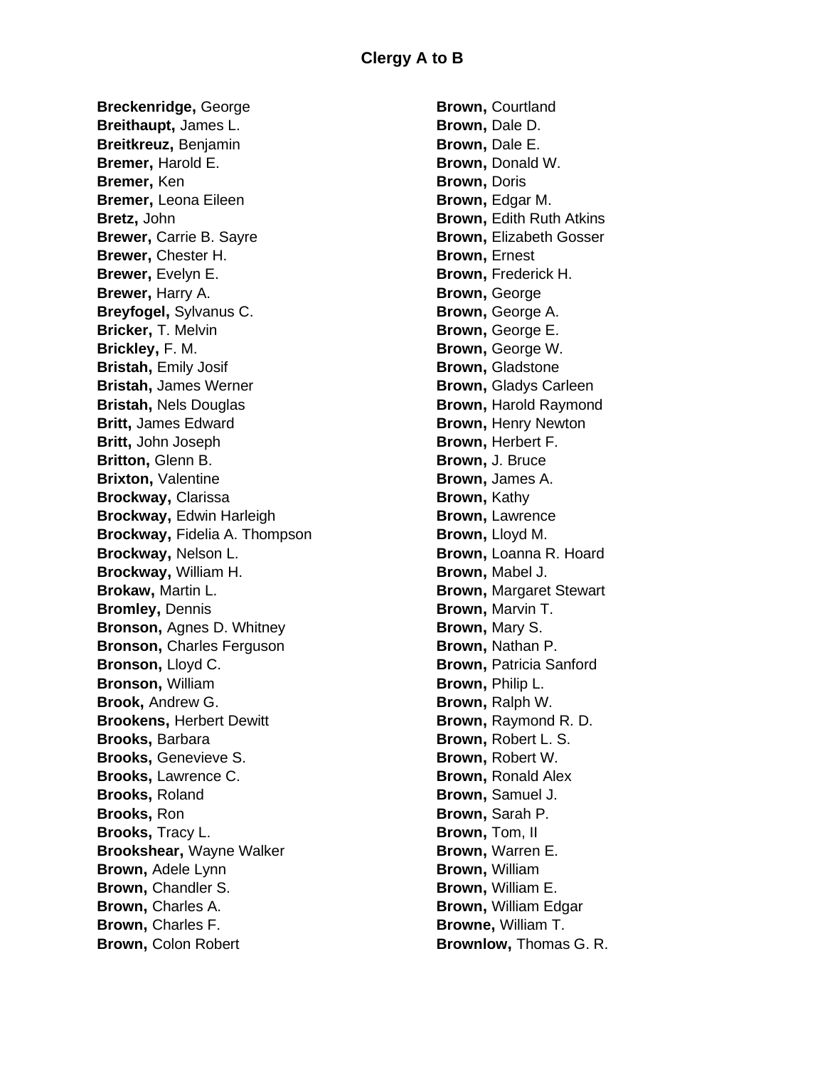## Clergy A to B

**Breckenridge,** George
**Breithaupt,** James L.
**Breitkreuz,** Benjamin
**Bremer,** Harold E.
**Bremer,** Ken
**Bremer,** Leona Eileen
**Bretz,** John
**Brewer,** Carrie B. Sayre
**Brewer,** Chester H.
**Brewer,** Evelyn E.
**Brewer,** Harry A.
**Breyfogel,** Sylvanus C.
**Bricker,** T. Melvin
**Brickley,** F. M.
**Bristah,** Emily Josif
**Bristah,** James Werner
**Bristah,** Nels Douglas
**Britt,** James Edward
**Britt,** John Joseph
**Britton,** Glenn B.
**Brixton,** Valentine
**Brockway,** Clarissa
**Brockway,** Edwin Harleigh
**Brockway,** Fidelia A. Thompson
**Brockway,** Nelson L.
**Brockway,** William H.
**Brokaw,** Martin L.
**Bromley,** Dennis
**Bronson,** Agnes D. Whitney
**Bronson,** Charles Ferguson
**Bronson,** Lloyd C.
**Bronson,** William
**Brook,** Andrew G.
**Brookens,** Herbert Dewitt
**Brooks,** Barbara
**Brooks,** Genevieve S.
**Brooks,** Lawrence C.
**Brooks,** Roland
**Brooks,** Ron
**Brooks,** Tracy L.
**Brookshear,** Wayne Walker
**Brown,** Adele Lynn
**Brown,** Chandler S.
**Brown,** Charles A.
**Brown,** Charles F.
**Brown,** Colon Robert
**Brown,** Courtland
**Brown,** Dale D.
**Brown,** Dale E.
**Brown,** Donald W.
**Brown,** Doris
**Brown,** Edgar M.
**Brown,** Edith Ruth Atkins
**Brown,** Elizabeth Gosser
**Brown,** Ernest
**Brown,** Frederick H.
**Brown,** George
**Brown,** George A.
**Brown,** George E.
**Brown,** George W.
**Brown,** Gladstone
**Brown,** Gladys Carleen
**Brown,** Harold Raymond
**Brown,** Henry Newton
**Brown,** Herbert F.
**Brown,** J. Bruce
**Brown,** James A.
**Brown,** Kathy
**Brown,** Lawrence
**Brown,** Lloyd M.
**Brown,** Loanna R. Hoard
**Brown,** Mabel J.
**Brown,** Margaret Stewart
**Brown,** Marvin T.
**Brown,** Mary S.
**Brown,** Nathan P.
**Brown,** Patricia Sanford
**Brown,** Philip L.
**Brown,** Ralph W.
**Brown,** Raymond R. D.
**Brown,** Robert L. S.
**Brown,** Robert W.
**Brown,** Ronald Alex
**Brown,** Samuel J.
**Brown,** Sarah P.
**Brown,** Tom, II
**Brown,** Warren E.
**Brown,** William
**Brown,** William E.
**Brown,** William Edgar
**Browne,** William T.
**Brownlow,** Thomas G. R.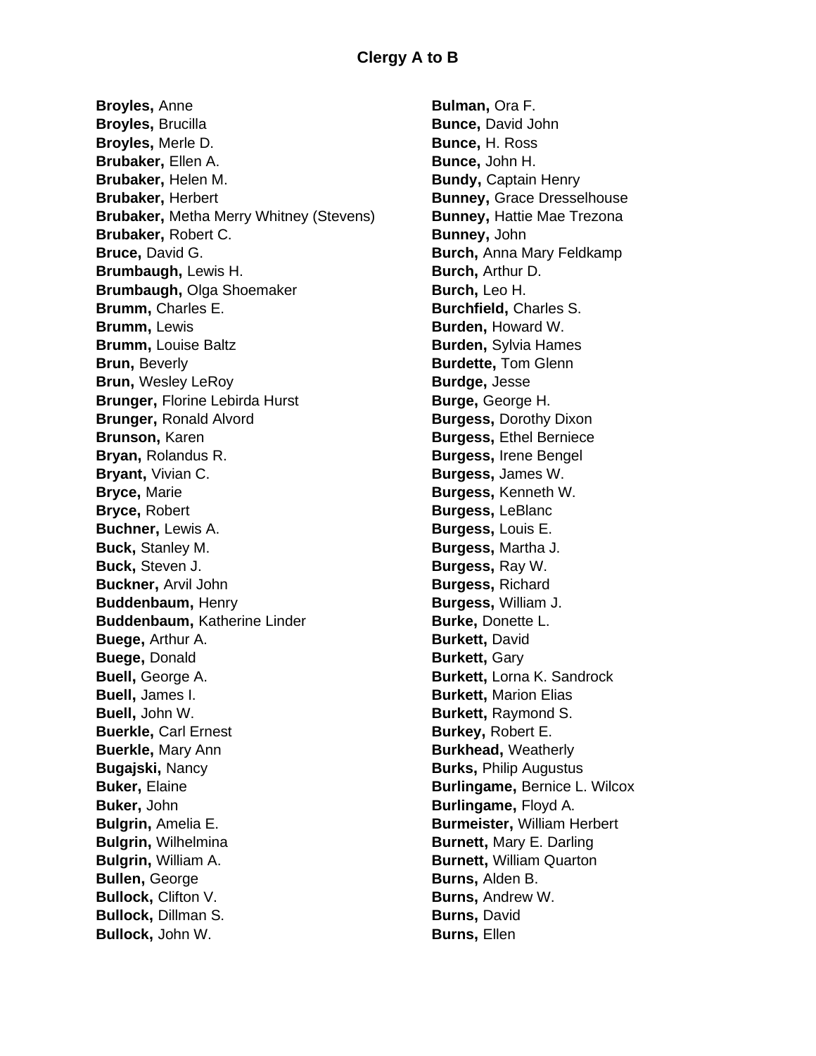## Clergy A to B

**Broyles,** Anne
**Broyles,** Brucilla
**Broyles,** Merle D.
**Brubaker,** Ellen A.
**Brubaker,** Helen M.
**Brubaker,** Herbert
**Brubaker,** Metha Merry Whitney (Stevens)
**Brubaker,** Robert C.
**Bruce,** David G.
**Brumbaugh,** Lewis H.
**Brumbaugh,** Olga Shoemaker
**Brumm,** Charles E.
**Brumm,** Lewis
**Brumm,** Louise Baltz
**Brun,** Beverly
**Brun,** Wesley LeRoy
**Brunger,** Florine Lebirda Hurst
**Brunger,** Ronald Alvord
**Brunson,** Karen
**Bryan,** Rolandus R.
**Bryant,** Vivian C.
**Bryce,** Marie
**Bryce,** Robert
**Buchner,** Lewis A.
**Buck,** Stanley M.
**Buck,** Steven J.
**Buckner,** Arvil John
**Buddenbaum,** Henry
**Buddenbaum,** Katherine Linder
**Buege,** Arthur A.
**Buege,** Donald
**Buell,** George A.
**Buell,** James I.
**Buell,** John W.
**Buerkle,** Carl Ernest
**Buerkle,** Mary Ann
**Bugajski,** Nancy
**Buker,** Elaine
**Buker,** John
**Bulgrin,** Amelia E.
**Bulgrin,** Wilhelmina
**Bulgrin,** William A.
**Bullen,** George
**Bullock,** Clifton V.
**Bullock,** Dillman S.
**Bullock,** John W.
**Bulman,** Ora F.
**Bunce,** David John
**Bunce,** H. Ross
**Bunce,** John H.
**Bundy,** Captain Henry
**Bunney,** Grace Dresselhouse
**Bunney,** Hattie Mae Trezona
**Bunney,** John
**Burch,** Anna Mary Feldkamp
**Burch,** Arthur D.
**Burch,** Leo H.
**Burchfield,** Charles S.
**Burden,** Howard W.
**Burden,** Sylvia Hames
**Burdette,** Tom Glenn
**Burdge,** Jesse
**Burge,** George H.
**Burgess,** Dorothy Dixon
**Burgess,** Ethel Berniece
**Burgess,** Irene Bengel
**Burgess,** James W.
**Burgess,** Kenneth W.
**Burgess,** LeBlanc
**Burgess,** Louis E.
**Burgess,** Martha J.
**Burgess,** Ray W.
**Burgess,** Richard
**Burgess,** William J.
**Burke,** Donette L.
**Burkett,** David
**Burkett,** Gary
**Burkett,** Lorna K. Sandrock
**Burkett,** Marion Elias
**Burkett,** Raymond S.
**Burkey,** Robert E.
**Burkhead,** Weatherly
**Burks,** Philip Augustus
**Burlingame,** Bernice L. Wilcox
**Burlingame,** Floyd A.
**Burmeister,** William Herbert
**Burnett,** Mary E. Darling
**Burnett,** William Quarton
**Burns,** Alden B.
**Burns,** Andrew W.
**Burns,** David
**Burns,** Ellen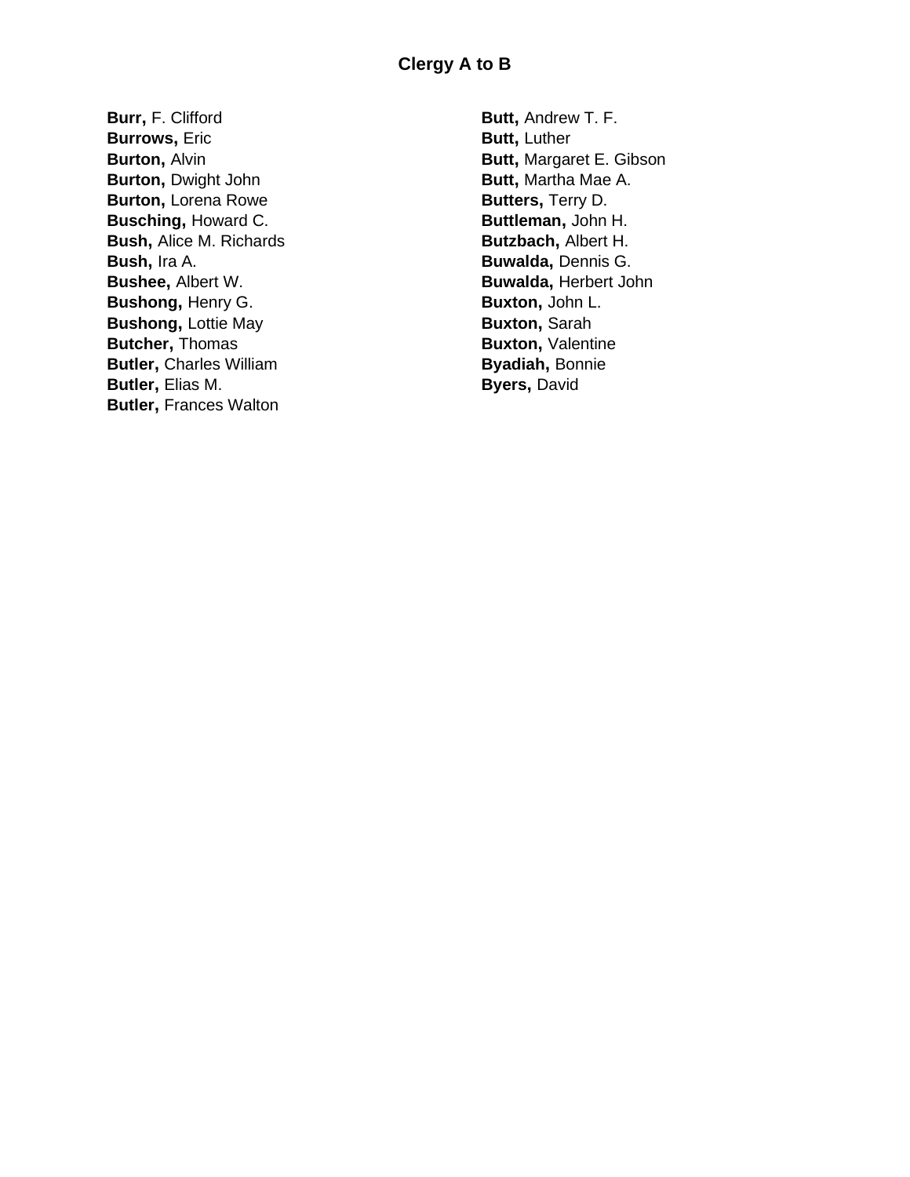## Clergy A to B

**Burr,** F. Clifford
**Burrows,** Eric
**Burton,** Alvin
**Burton,** Dwight John
**Burton,** Lorena Rowe
**Busching,** Howard C.
**Bush,** Alice M. Richards
**Bush,** Ira A.
**Bushee,** Albert W.
**Bushong,** Henry G.
**Bushong,** Lottie May
**Butcher,** Thomas
**Butler,** Charles William
**Butler,** Elias M.
**Butler,** Frances Walton
**Butt,** Andrew T. F.
**Butt,** Luther
**Butt,** Margaret E. Gibson
**Butt,** Martha Mae A.
**Butters,** Terry D.
**Buttleman,** John H.
**Butzbach,** Albert H.
**Buwalda,** Dennis G.
**Buwalda,** Herbert John
**Buxton,** John L.
**Buxton,** Sarah
**Buxton,** Valentine
**Byadiah,** Bonnie
**Byers,** David